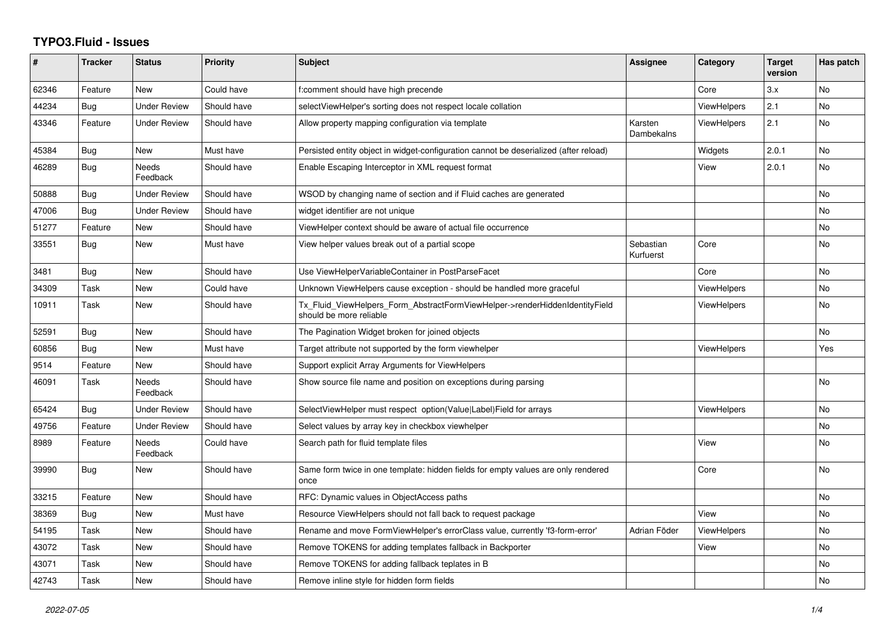# TYPO3.Fluid - Issues

| # | Tracker | Status | Priority | Subject | Assignee | Category | Target version | Has patch |
| --- | --- | --- | --- | --- | --- | --- | --- | --- |
| 62346 | Feature | New | Could have | f:comment should have high precende | | Core | 3.x | No |
| 44234 | Bug | Under Review | Should have | selectViewHelper's sorting does not respect locale collation | | ViewHelpers | 2.1 | No |
| 43346 | Feature | Under Review | Should have | Allow property mapping configuration via template | Karsten Dambekalns | ViewHelpers | 2.1 | No |
| 45384 | Bug | New | Must have | Persisted entity object in widget-configuration cannot be deserialized (after reload) | | Widgets | 2.0.1 | No |
| 46289 | Bug | Needs Feedback | Should have | Enable Escaping Interceptor in XML request format | | View | 2.0.1 | No |
| 50888 | Bug | Under Review | Should have | WSOD by changing name of section and if Fluid caches are generated | | | | No |
| 47006 | Bug | Under Review | Should have | widget identifier are not unique | | | | No |
| 51277 | Feature | New | Should have | ViewHelper context should be aware of actual file occurrence | | | | No |
| 33551 | Bug | New | Must have | View helper values break out of a partial scope | Sebastian Kurfuerst | Core | | No |
| 3481 | Bug | New | Should have | Use ViewHelperVariableContainer in PostParseFacet | | Core | | No |
| 34309 | Task | New | Could have | Unknown ViewHelpers cause exception - should be handled more graceful | | ViewHelpers | | No |
| 10911 | Task | New | Should have | Tx_Fluid_ViewHelpers_Form_AbstractFormViewHelper->renderHiddenIdentityField should be more reliable | | ViewHelpers | | No |
| 52591 | Bug | New | Should have | The Pagination Widget broken for joined objects | | | | No |
| 60856 | Bug | New | Must have | Target attribute not supported by the form viewhelper | | ViewHelpers | | Yes |
| 9514 | Feature | New | Should have | Support explicit Array Arguments for ViewHelpers | | | | |
| 46091 | Task | Needs Feedback | Should have | Show source file name and position on exceptions during parsing | | | | No |
| 65424 | Bug | Under Review | Should have | SelectViewHelper must respect option(Value\|Label)Field for arrays | | ViewHelpers | | No |
| 49756 | Feature | Under Review | Should have | Select values by array key in checkbox viewhelper | | | | No |
| 8989 | Feature | Needs Feedback | Could have | Search path for fluid template files | | View | | No |
| 39990 | Bug | New | Should have | Same form twice in one template: hidden fields for empty values are only rendered once | | Core | | No |
| 33215 | Feature | New | Should have | RFC: Dynamic values in ObjectAccess paths | | | | No |
| 38369 | Bug | New | Must have | Resource ViewHelpers should not fall back to request package | | View | | No |
| 54195 | Task | New | Should have | Rename and move FormViewHelper's errorClass value, currently 'f3-form-error' | Adrian Föder | ViewHelpers | | No |
| 43072 | Task | New | Should have | Remove TOKENS for adding templates fallback in Backporter | | View | | No |
| 43071 | Task | New | Should have | Remove TOKENS for adding fallback teplates in B | | | | No |
| 42743 | Task | New | Should have | Remove inline style for hidden form fields | | | | No |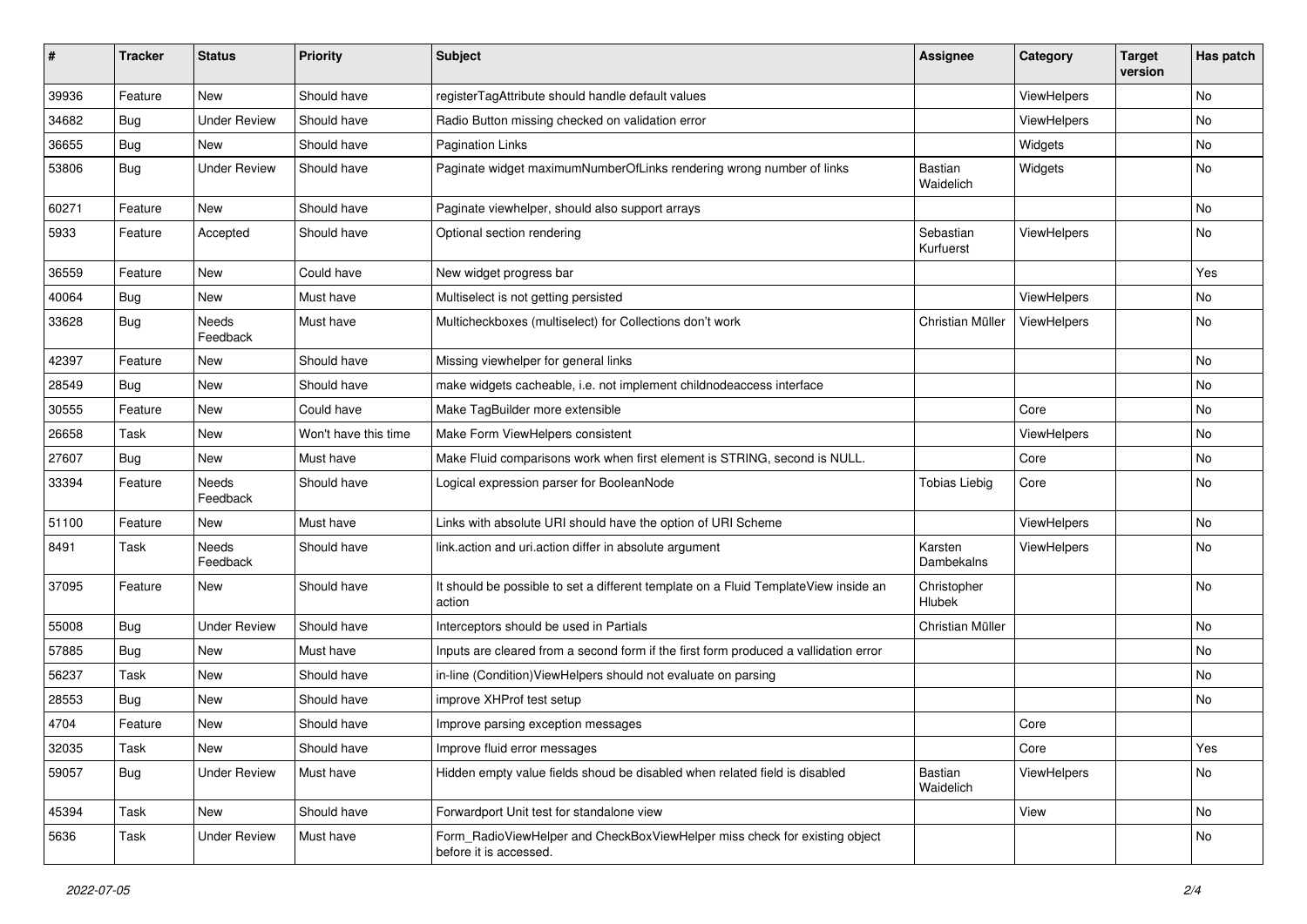| # | Tracker | Status | Priority | Subject | Assignee | Category | Target version | Has patch |
|---|---|---|---|---|---|---|---|---|
| 39936 | Feature | New | Should have | registerTagAttribute should handle default values | | ViewHelpers | | No |
| 34682 | Bug | Under Review | Should have | Radio Button missing checked on validation error | | ViewHelpers | | No |
| 36655 | Bug | New | Should have | Pagination Links | | Widgets | | No |
| 53806 | Bug | Under Review | Should have | Paginate widget maximumNumberOfLinks rendering wrong number of links | Bastian Waidelich | Widgets | | No |
| 60271 | Feature | New | Should have | Paginate viewhelper, should also support arrays | | | | No |
| 5933 | Feature | Accepted | Should have | Optional section rendering | Sebastian Kurfuerst | ViewHelpers | | No |
| 36559 | Feature | New | Could have | New widget progress bar | | | | Yes |
| 40064 | Bug | New | Must have | Multiselect is not getting persisted | | ViewHelpers | | No |
| 33628 | Bug | Needs Feedback | Must have | Multicheckboxes (multiselect) for Collections don't work | Christian Müller | ViewHelpers | | No |
| 42397 | Feature | New | Should have | Missing viewhelper for general links | | | | No |
| 28549 | Bug | New | Should have | make widgets cacheable, i.e. not implement childnodeaccess interface | | | | No |
| 30555 | Feature | New | Could have | Make TagBuilder more extensible | | Core | | No |
| 26658 | Task | New | Won't have this time | Make Form ViewHelpers consistent | | ViewHelpers | | No |
| 27607 | Bug | New | Must have | Make Fluid comparisons work when first element is STRING, second is NULL. | | Core | | No |
| 33394 | Feature | Needs Feedback | Should have | Logical expression parser for BooleanNode | Tobias Liebig | Core | | No |
| 51100 | Feature | New | Must have | Links with absolute URI should have the option of URI Scheme | | ViewHelpers | | No |
| 8491 | Task | Needs Feedback | Should have | link.action and uri.action differ in absolute argument | Karsten Dambekalns | ViewHelpers | | No |
| 37095 | Feature | New | Should have | It should be possible to set a different template on a Fluid TemplateView inside an action | Christopher Hlubek | | | No |
| 55008 | Bug | Under Review | Should have | Interceptors should be used in Partials | Christian Müller | | | No |
| 57885 | Bug | New | Must have | Inputs are cleared from a second form if the first form produced a vallidation error | | | | No |
| 56237 | Task | New | Should have | in-line (Condition)ViewHelpers should not evaluate on parsing | | | | No |
| 28553 | Bug | New | Should have | improve XHProf test setup | | | | No |
| 4704 | Feature | New | Should have | Improve parsing exception messages | | Core | | |
| 32035 | Task | New | Should have | Improve fluid error messages | | Core | | Yes |
| 59057 | Bug | Under Review | Must have | Hidden empty value fields shoud be disabled when related field is disabled | Bastian Waidelich | ViewHelpers | | No |
| 45394 | Task | New | Should have | Forwardport Unit test for standalone view | | View | | No |
| 5636 | Task | Under Review | Must have | Form_RadioViewHelper and CheckBoxViewHelper miss check for existing object before it is accessed. | | | | No |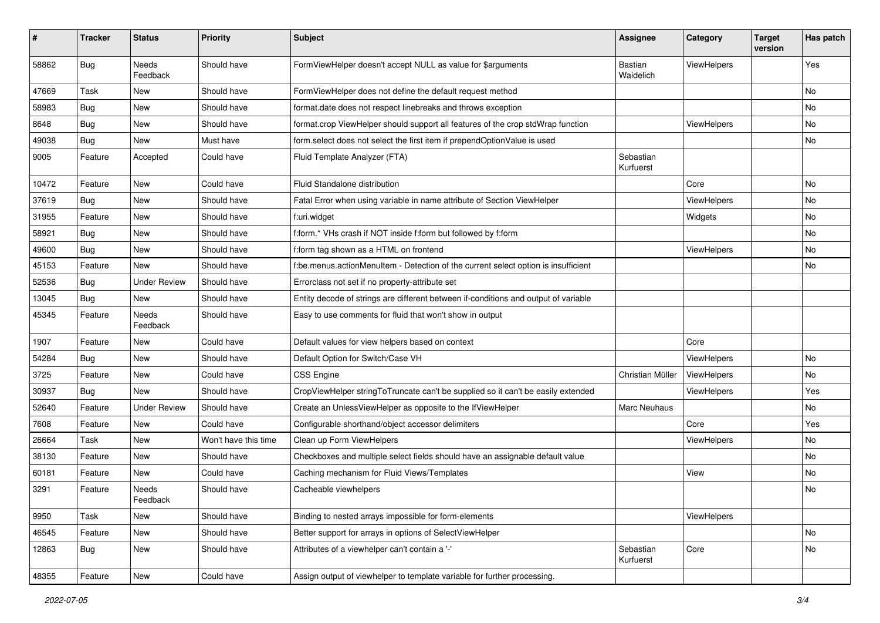| # | Tracker | Status | Priority | Subject | Assignee | Category | Target version | Has patch |
|---|---|---|---|---|---|---|---|---|
| 58862 | Bug | Needs Feedback | Should have | FormViewHelper doesn't accept NULL as value for $arguments | Bastian Waidelich | ViewHelpers | | Yes |
| 47669 | Task | New | Should have | FormViewHelper does not define the default request method | | | | No |
| 58983 | Bug | New | Should have | format.date does not respect linebreaks and throws exception | | | | No |
| 8648 | Bug | New | Should have | format.crop ViewHelper should support all features of the crop stdWrap function | | ViewHelpers | | No |
| 49038 | Bug | New | Must have | form.select does not select the first item if prependOptionValue is used | | | | No |
| 9005 | Feature | Accepted | Could have | Fluid Template Analyzer (FTA) | Sebastian Kurfuerst | | | |
| 10472 | Feature | New | Could have | Fluid Standalone distribution | | Core | | No |
| 37619 | Bug | New | Should have | Fatal Error when using variable in name attribute of Section ViewHelper | | ViewHelpers | | No |
| 31955 | Feature | New | Should have | f:uri.widget | | Widgets | | No |
| 58921 | Bug | New | Should have | f:form.* VHs crash if NOT inside f:form but followed by f:form | | | | No |
| 49600 | Bug | New | Should have | f:form tag shown as a HTML on frontend | | ViewHelpers | | No |
| 45153 | Feature | New | Should have | f:be.menus.actionMenuItem - Detection of the current select option is insufficient | | | | No |
| 52536 | Bug | Under Review | Should have | Errorclass not set if no property-attribute set | | | | |
| 13045 | Bug | New | Should have | Entity decode of strings are different between if-conditions and output of variable | | | | |
| 45345 | Feature | Needs Feedback | Should have | Easy to use comments for fluid that won't show in output | | | | |
| 1907 | Feature | New | Could have | Default values for view helpers based on context | | Core | | |
| 54284 | Bug | New | Should have | Default Option for Switch/Case VH | | ViewHelpers | | No |
| 3725 | Feature | New | Could have | CSS Engine | Christian Müller | ViewHelpers | | No |
| 30937 | Bug | New | Should have | CropViewHelper stringToTruncate can't be supplied so it can't be easily extended | | ViewHelpers | | Yes |
| 52640 | Feature | Under Review | Should have | Create an UnlessViewHelper as opposite to the IfViewHelper | Marc Neuhaus | | | No |
| 7608 | Feature | New | Could have | Configurable shorthand/object accessor delimiters | | Core | | Yes |
| 26664 | Task | New | Won't have this time | Clean up Form ViewHelpers | | ViewHelpers | | No |
| 38130 | Feature | New | Should have | Checkboxes and multiple select fields should have an assignable default value | | | | No |
| 60181 | Feature | New | Could have | Caching mechanism for Fluid Views/Templates | | View | | No |
| 3291 | Feature | Needs Feedback | Should have | Cacheable viewhelpers | | | | No |
| 9950 | Task | New | Should have | Binding to nested arrays impossible for form-elements | | ViewHelpers | | |
| 46545 | Feature | New | Should have | Better support for arrays in options of SelectViewHelper | | | | No |
| 12863 | Bug | New | Should have | Attributes of a viewhelper can't contain a '-' | Sebastian Kurfuerst | Core | | No |
| 48355 | Feature | New | Could have | Assign output of viewhelper to template variable for further processing. | | | | |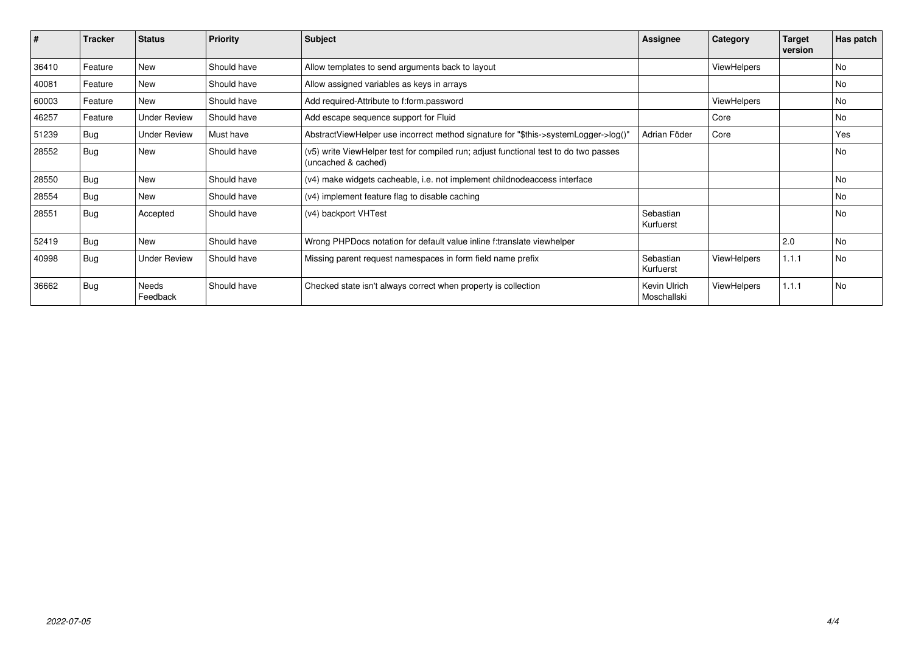| # | Tracker | Status | Priority | Subject | Assignee | Category | Target version | Has patch |
|---|---|---|---|---|---|---|---|---|
| 36410 | Feature | New | Should have | Allow templates to send arguments back to layout | | ViewHelpers | | No |
| 40081 | Feature | New | Should have | Allow assigned variables as keys in arrays | | | | No |
| 60003 | Feature | New | Should have | Add required-Attribute to f:form.password | | ViewHelpers | | No |
| 46257 | Feature | Under Review | Should have | Add escape sequence support for Fluid | | Core | | No |
| 51239 | Bug | Under Review | Must have | AbstractViewHelper use incorrect method signature for "$this->systemLogger->log()" | Adrian Föder | Core | | Yes |
| 28552 | Bug | New | Should have | (v5) write ViewHelper test for compiled run; adjust functional test to do two passes (uncached & cached) | | | | No |
| 28550 | Bug | New | Should have | (v4) make widgets cacheable, i.e. not implement childnodeaccess interface | | | | No |
| 28554 | Bug | New | Should have | (v4) implement feature flag to disable caching | | | | No |
| 28551 | Bug | Accepted | Should have | (v4) backport VHTest | Sebastian Kurfuerst | | | No |
| 52419 | Bug | New | Should have | Wrong PHPDocs notation for default value inline f:translate viewhelper | | | 2.0 | No |
| 40998 | Bug | Under Review | Should have | Missing parent request namespaces in form field name prefix | Sebastian Kurfuerst | ViewHelpers | 1.1.1 | No |
| 36662 | Bug | Needs Feedback | Should have | Checked state isn't always correct when property is collection | Kevin Ulrich Moschallski | ViewHelpers | 1.1.1 | No |